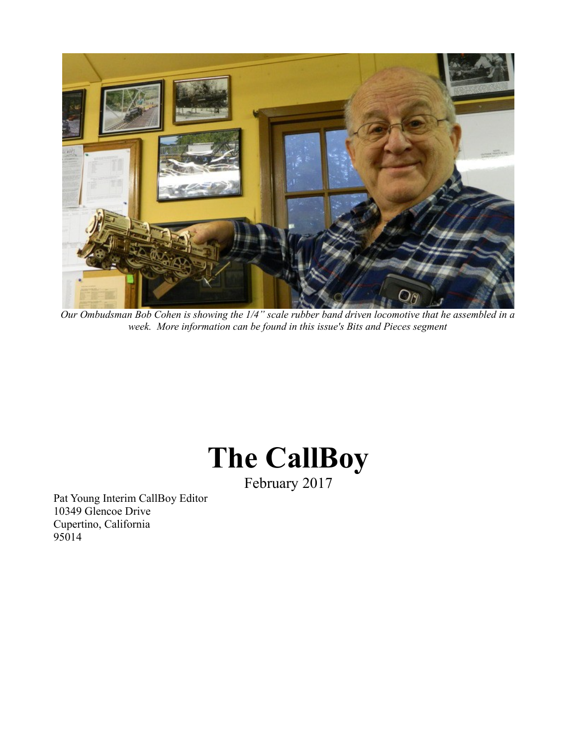*Our Ombudsman Bob Cohen is showing the 1/4" scale rubber band driven locomotive that he assembled in a week. More information can be found in this issue's Bits and Pieces segment*

# The CallBoy

February 2017

Pat Young Interim CallBoy Editor
10349 Glencoe Drive
Cupertino, California
95014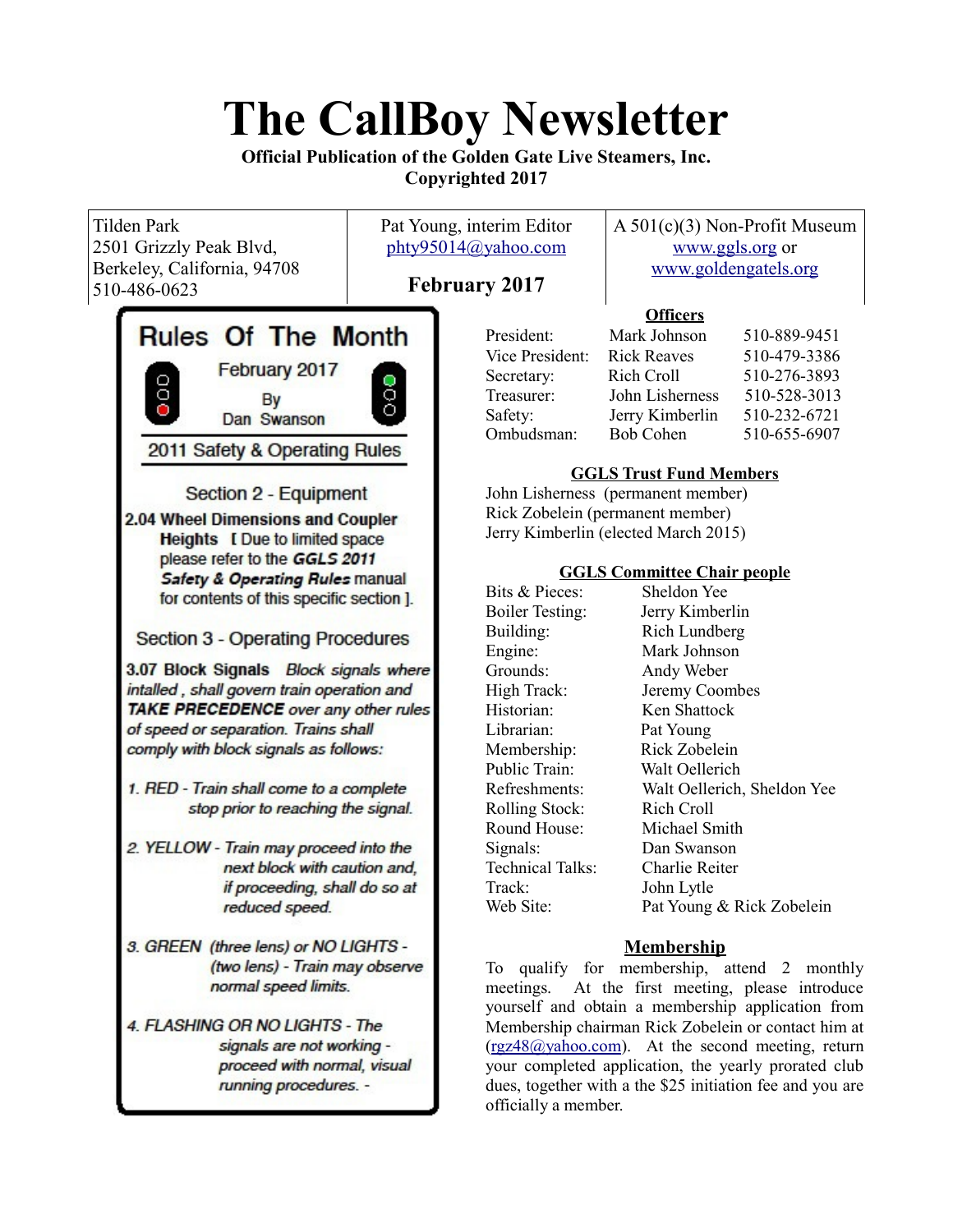# The CallBoy Newsletter

**Official Publication of the Golden Gate Live Steamers, Inc.**
**Copyrighted 2017**

| Tilden Park<br>2501 Grizzly Peak Blvd,<br>Berkeley, California, 94708<br>510-486-0623 | Pat Young, interim Editor<br>phty95014@yahoo.com<br>**February 2017** | A 501(c)(3) Non-Profit Museum<br>www.ggls.org or<br>www.goldengatels.org |
|---|---|---|

## Rules Of The Month

February 2017
By
Dan Swanson

### 2011 Safety & Operating Rules

#### Section 2 - Equipment

**2.04 Wheel Dimensions and Coupler Heights** [ Due to limited space please refer to the ***GGLS 2011 Safety & Operating Rules*** manual for contents of this specific section ].

#### Section 3 - Operating Procedures

**3.07 Block Signals** *Block signals where intalled , shall govern train operation and* ***TAKE PRECEDENCE*** *over any other rules of speed or separation. Trains shall comply with block signals as follows:*

1. *RED - Train shall come to a complete stop prior to reaching the signal.*
2. *YELLOW - Train may proceed into the next block with caution and, if proceeding, shall do so at reduced speed.*
3. *GREEN (three lens) or NO LIGHTS - (two lens) - Train may observe normal speed limits.*
4. *FLASHING OR NO LIGHTS - The signals are not working - proceed with normal, visual running procedures. -*

## Officers

| | | |
|---|---|---|
| President: | Mark Johnson | 510-889-9451 |
| Vice President: | Rick Reaves | 510-479-3386 |
| Secretary: | Rich Croll | 510-276-3893 |
| Treasurer: | John Lisherness | 510-528-3013 |
| Safety: | Jerry Kimberlin | 510-232-6721 |
| Ombudsman: | Bob Cohen | 510-655-6907 |

## GGLS Trust Fund Members

John Lisherness (permanent member)
Rick Zobelein (permanent member)
Jerry Kimberlin (elected March 2015)

## GGLS Committee Chair people

| | |
|---|---|
| Bits & Pieces: | Sheldon Yee |
| Boiler Testing: | Jerry Kimberlin |
| Building: | Rich Lundberg |
| Engine: | Mark Johnson |
| Grounds: | Andy Weber |
| High Track: | Jeremy Coombes |
| Historian: | Ken Shattock |
| Librarian: | Pat Young |
| Membership: | Rick Zobelein |
| Public Train: | Walt Oellerich |
| Refreshments: | Walt Oellerich, Sheldon Yee |
| Rolling Stock: | Rich Croll |
| Round House: | Michael Smith |
| Signals: | Dan Swanson |
| Technical Talks: | Charlie Reiter |
| Track: | John Lytle |
| Web Site: | Pat Young & Rick Zobelein |

## Membership

To qualify for membership, attend 2 monthly meetings. At the first meeting, please introduce yourself and obtain a membership application from Membership chairman Rick Zobelein or contact him at (rgz48@yahoo.com). At the second meeting, return your completed application, the yearly prorated club dues, together with a the $25 initiation fee and you are officially a member.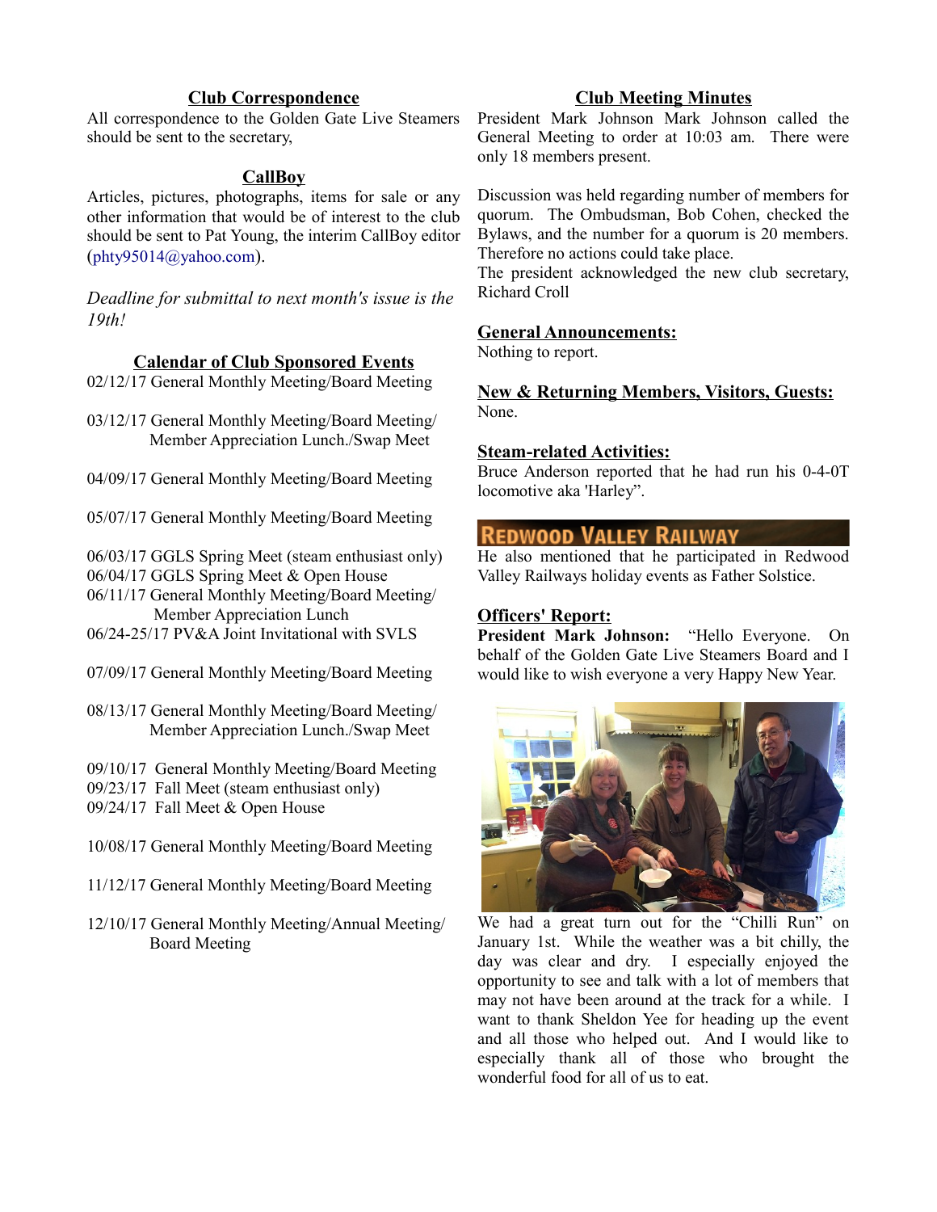## Club Correspondence

All correspondence to the Golden Gate Live Steamers should be sent to the secretary,

## CallBoy

Articles, pictures, photographs, items for sale or any other information that would be of interest to the club should be sent to Pat Young, the interim CallBoy editor (phty95014@yahoo.com).

*Deadline for submittal to next month's issue is the 19th!*

## Calendar of Club Sponsored Events

02/12/17 General Monthly Meeting/Board Meeting

03/12/17 General Monthly Meeting/Board Meeting/ Member Appreciation Lunch./Swap Meet

04/09/17 General Monthly Meeting/Board Meeting

05/07/17 General Monthly Meeting/Board Meeting

06/03/17 GGLS Spring Meet (steam enthusiast only)
06/04/17 GGLS Spring Meet & Open House
06/11/17 General Monthly Meeting/Board Meeting/ Member Appreciation Lunch
06/24-25/17 PV&A Joint Invitational with SVLS

07/09/17 General Monthly Meeting/Board Meeting

08/13/17 General Monthly Meeting/Board Meeting/ Member Appreciation Lunch./Swap Meet

09/10/17 General Monthly Meeting/Board Meeting
09/23/17 Fall Meet (steam enthusiast only)
09/24/17 Fall Meet & Open House

10/08/17 General Monthly Meeting/Board Meeting

11/12/17 General Monthly Meeting/Board Meeting

12/10/17 General Monthly Meeting/Annual Meeting/ Board Meeting

## Club Meeting Minutes

President Mark Johnson Mark Johnson called the General Meeting to order at 10:03 am. There were only 18 members present.

Discussion was held regarding number of members for quorum. The Ombudsman, Bob Cohen, checked the Bylaws, and the number for a quorum is 20 members. Therefore no actions could take place.
The president acknowledged the new club secretary, Richard Croll

### General Announcements:

Nothing to report.

### New & Returning Members, Visitors, Guests:

None.

### Steam-related Activities:

Bruce Anderson reported that he had run his 0-4-0T locomotive aka 'Harley".

REDWOOD VALLEY RAILWAY

He also mentioned that he participated in Redwood Valley Railways holiday events as Father Solstice.

### Officers' Report:

**President Mark Johnson:** "Hello Everyone. On behalf of the Golden Gate Live Steamers Board and I would like to wish everyone a very Happy New Year.

We had a great turn out for the "Chilli Run" on January 1st. While the weather was a bit chilly, the day was clear and dry. I especially enjoyed the opportunity to see and talk with a lot of members that may not have been around at the track for a while. I want to thank Sheldon Yee for heading up the event and all those who helped out. And I would like to especially thank all of those who brought the wonderful food for all of us to eat.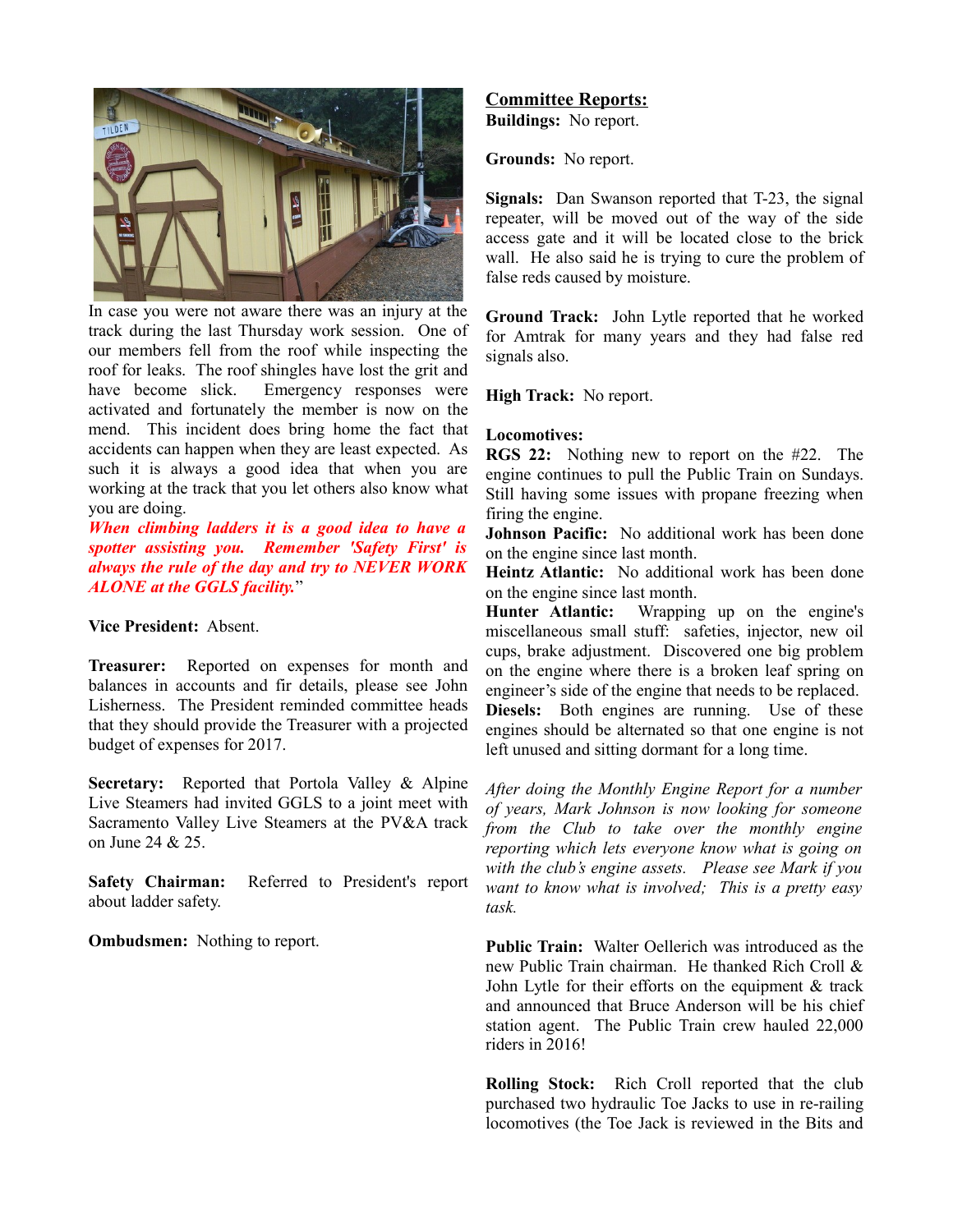In case you were not aware there was an injury at the track during the last Thursday work session. One of our members fell from the roof while inspecting the roof for leaks. The roof shingles have lost the grit and have become slick. Emergency responses were activated and fortunately the member is now on the mend. This incident does bring home the fact that accidents can happen when they are least expected. As such it is always a good idea that when you are working at the track that you let others also know what you are doing.

***When climbing ladders it is a good idea to have a spotter assisting you. Remember 'Safety First' is always the rule of the day and try to NEVER WORK ALONE at the GGLS facility.***"

**Vice President:** Absent.

**Treasurer:** Reported on expenses for month and balances in accounts and fir details, please see John Lisherness. The President reminded committee heads that they should provide the Treasurer with a projected budget of expenses for 2017.

**Secretary:** Reported that Portola Valley & Alpine Live Steamers had invited GGLS to a joint meet with Sacramento Valley Live Steamers at the PV&A track on June 24 & 25.

**Safety Chairman:** Referred to President's report about ladder safety.

**Ombudsmen:** Nothing to report.

## Committee Reports:

**Buildings:** No report.

**Grounds:** No report.

**Signals:** Dan Swanson reported that T-23, the signal repeater, will be moved out of the way of the side access gate and it will be located close to the brick wall. He also said he is trying to cure the problem of false reds caused by moisture.

**Ground Track:** John Lytle reported that he worked for Amtrak for many years and they had false red signals also.

**High Track:** No report.

**Locomotives:**

**RGS 22:** Nothing new to report on the #22. The engine continues to pull the Public Train on Sundays. Still having some issues with propane freezing when firing the engine.

**Johnson Pacific:** No additional work has been done on the engine since last month.

**Heintz Atlantic:** No additional work has been done on the engine since last month.

**Hunter Atlantic:** Wrapping up on the engine's miscellaneous small stuff: safeties, injector, new oil cups, brake adjustment. Discovered one big problem on the engine where there is a broken leaf spring on engineer's side of the engine that needs to be replaced.

**Diesels:** Both engines are running. Use of these engines should be alternated so that one engine is not left unused and sitting dormant for a long time.

*After doing the Monthly Engine Report for a number of years, Mark Johnson is now looking for someone from the Club to take over the monthly engine reporting which lets everyone know what is going on with the club's engine assets. Please see Mark if you want to know what is involved; This is a pretty easy task.*

**Public Train:** Walter Oellerich was introduced as the new Public Train chairman. He thanked Rich Croll & John Lytle for their efforts on the equipment & track and announced that Bruce Anderson will be his chief station agent. The Public Train crew hauled 22,000 riders in 2016!

**Rolling Stock:** Rich Croll reported that the club purchased two hydraulic Toe Jacks to use in re-railing locomotives (the Toe Jack is reviewed in the Bits and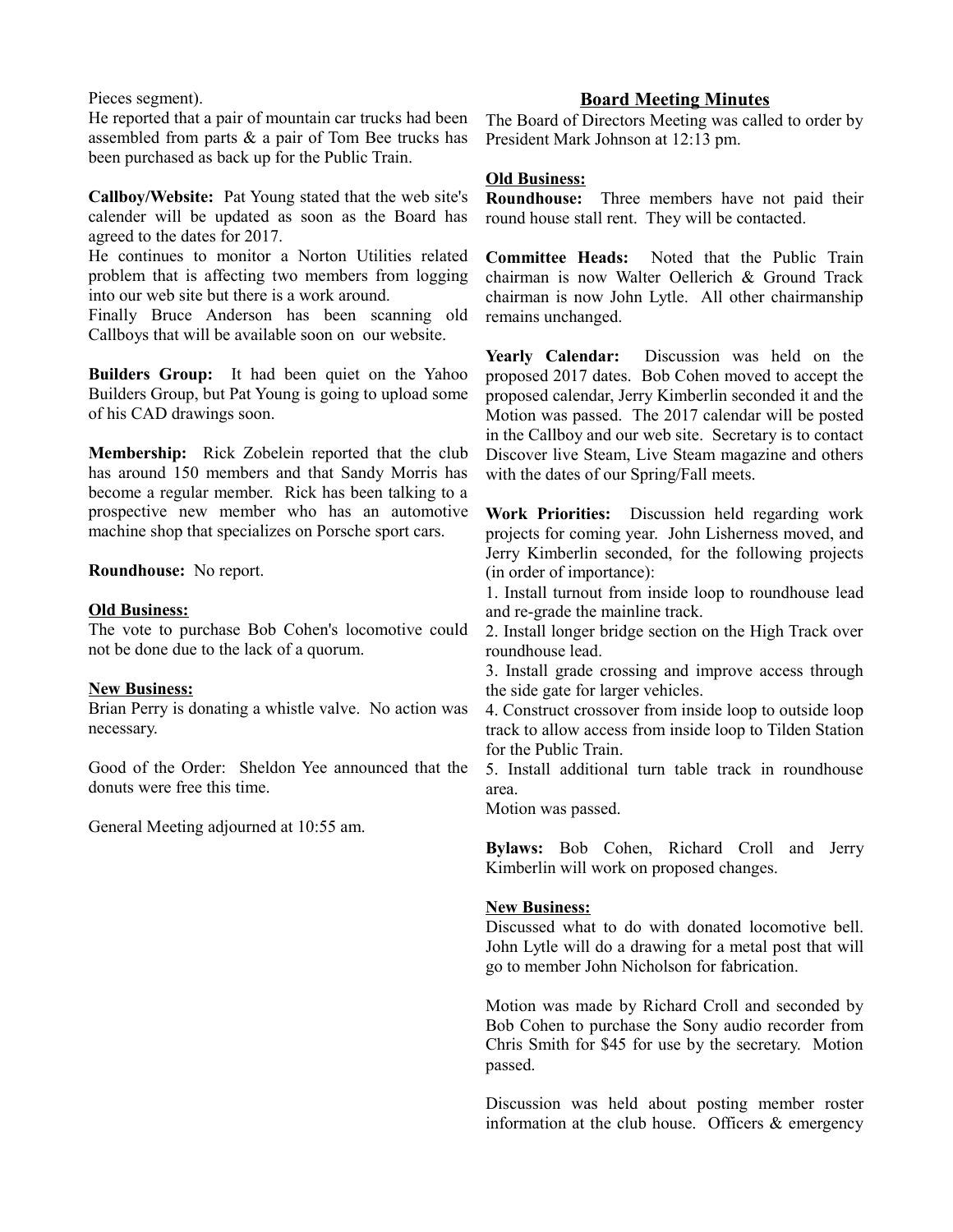Pieces segment).

He reported that a pair of mountain car trucks had been assembled from parts & a pair of Tom Bee trucks has been purchased as back up for the Public Train.

**Callboy/Website:** Pat Young stated that the web site's calender will be updated as soon as the Board has agreed to the dates for 2017.

He continues to monitor a Norton Utilities related problem that is affecting two members from logging into our web site but there is a work around.

Finally Bruce Anderson has been scanning old Callboys that will be available soon on our website.

**Builders Group:** It had been quiet on the Yahoo Builders Group, but Pat Young is going to upload some of his CAD drawings soon.

**Membership:** Rick Zobelein reported that the club has around 150 members and that Sandy Morris has become a regular member. Rick has been talking to a prospective new member who has an automotive machine shop that specializes on Porsche sport cars.

**Roundhouse:** No report.

**Old Business:**

The vote to purchase Bob Cohen's locomotive could not be done due to the lack of a quorum.

**New Business:**

Brian Perry is donating a whistle valve. No action was necessary.

Good of the Order: Sheldon Yee announced that the donuts were free this time.

General Meeting adjourned at 10:55 am.

## Board Meeting Minutes

The Board of Directors Meeting was called to order by President Mark Johnson at 12:13 pm.

**Old Business:**

**Roundhouse:** Three members have not paid their round house stall rent. They will be contacted.

**Committee Heads:** Noted that the Public Train chairman is now Walter Oellerich & Ground Track chairman is now John Lytle. All other chairmanship remains unchanged.

**Yearly Calendar:** Discussion was held on the proposed 2017 dates. Bob Cohen moved to accept the proposed calendar, Jerry Kimberlin seconded it and the Motion was passed. The 2017 calendar will be posted in the Callboy and our web site. Secretary is to contact Discover live Steam, Live Steam magazine and others with the dates of our Spring/Fall meets.

**Work Priorities:** Discussion held regarding work projects for coming year. John Lisherness moved, and Jerry Kimberlin seconded, for the following projects (in order of importance):

1. Install turnout from inside loop to roundhouse lead and re-grade the mainline track.
2. Install longer bridge section on the High Track over roundhouse lead.
3. Install grade crossing and improve access through the side gate for larger vehicles.
4. Construct crossover from inside loop to outside loop track to allow access from inside loop to Tilden Station for the Public Train.
5. Install additional turn table track in roundhouse area.

Motion was passed.

**Bylaws:** Bob Cohen, Richard Croll and Jerry Kimberlin will work on proposed changes.

**New Business:**

Discussed what to do with donated locomotive bell. John Lytle will do a drawing for a metal post that will go to member John Nicholson for fabrication.

Motion was made by Richard Croll and seconded by Bob Cohen to purchase the Sony audio recorder from Chris Smith for $45 for use by the secretary. Motion passed.

Discussion was held about posting member roster information at the club house. Officers & emergency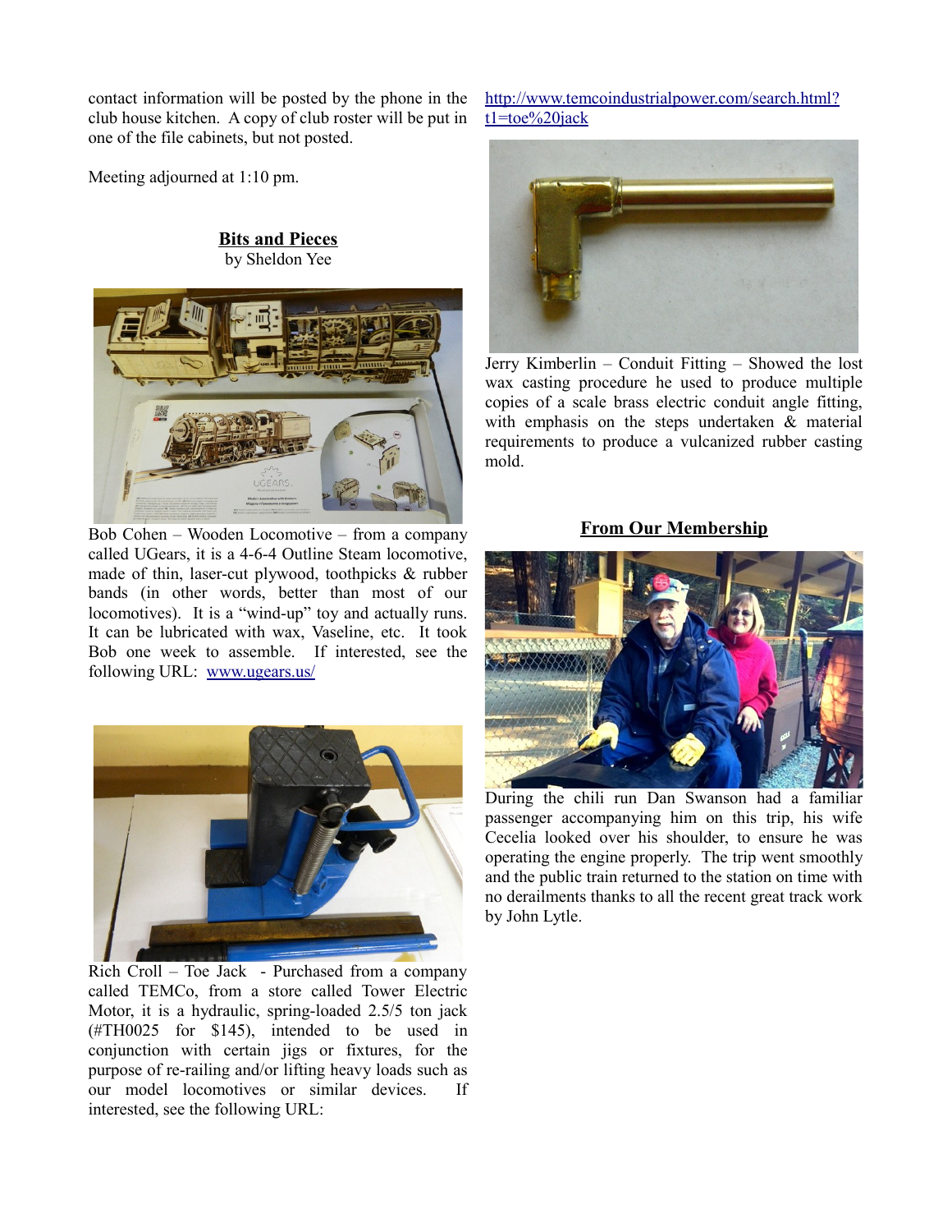contact information will be posted by the phone in the club house kitchen. A copy of club roster will be put in one of the file cabinets, but not posted.

Meeting adjourned at 1:10 pm.

## Bits and Pieces

by Sheldon Yee

Bob Cohen – Wooden Locomotive – from a company called UGears, it is a 4-6-4 Outline Steam locomotive, made of thin, laser-cut plywood, toothpicks & rubber bands (in other words, better than most of our locomotives). It is a "wind-up" toy and actually runs. It can be lubricated with wax, Vaseline, etc. It took Bob one week to assemble. If interested, see the following URL: www.ugears.us/

Rich Croll – Toe Jack - Purchased from a company called TEMCo, from a store called Tower Electric Motor, it is a hydraulic, spring-loaded 2.5/5 ton jack (#TH0025 for $145), intended to be used in conjunction with certain jigs or fixtures, for the purpose of re-railing and/or lifting heavy loads such as our model locomotives or similar devices. If interested, see the following URL: http://www.temcoindustrialpower.com/search.html?t1=toe%20jack

Jerry Kimberlin – Conduit Fitting – Showed the lost wax casting procedure he used to produce multiple copies of a scale brass electric conduit angle fitting, with emphasis on the steps undertaken & material requirements to produce a vulcanized rubber casting mold.

## From Our Membership

During the chili run Dan Swanson had a familiar passenger accompanying him on this trip, his wife Cecelia looked over his shoulder, to ensure he was operating the engine properly. The trip went smoothly and the public train returned to the station on time with no derailments thanks to all the recent great track work by John Lytle.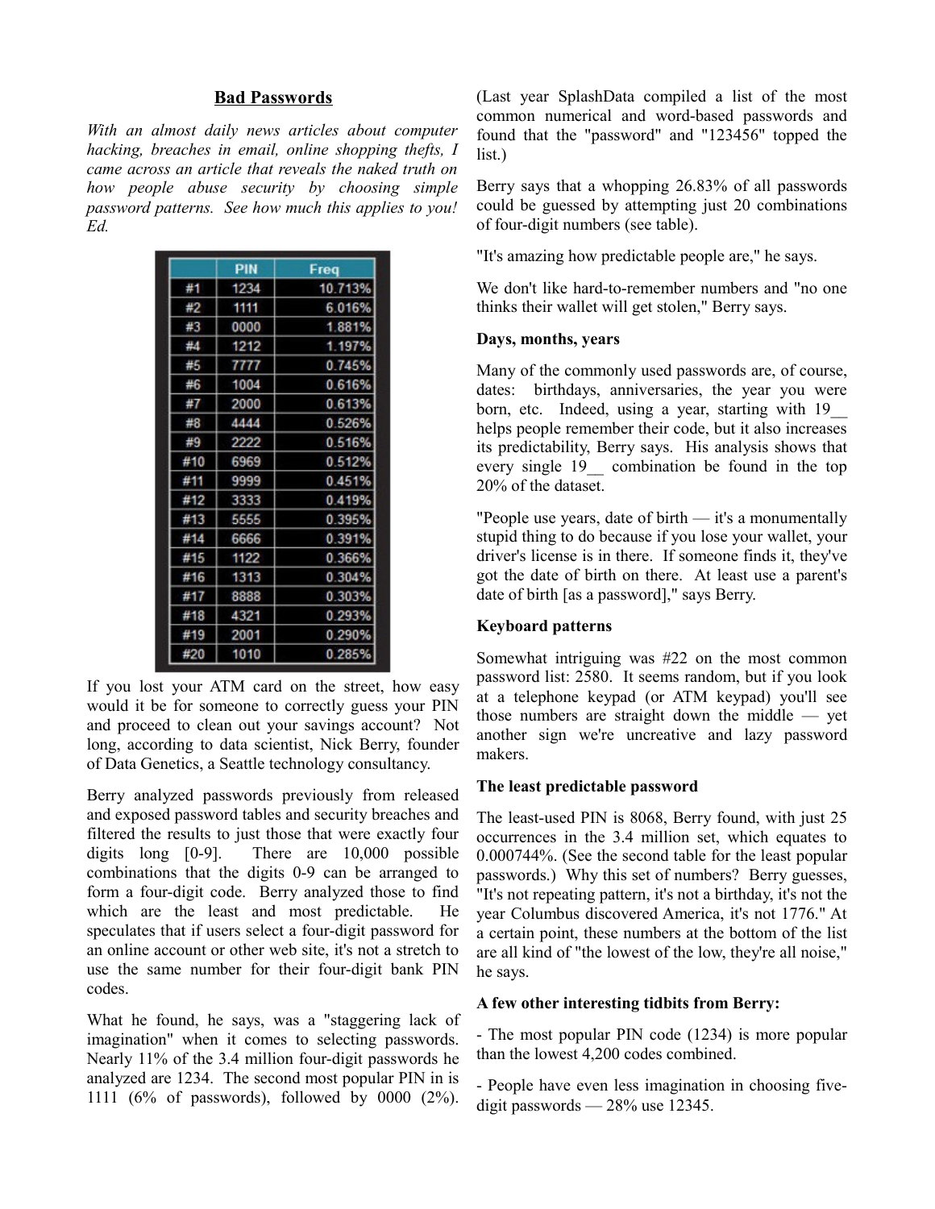## Bad Passwords

*With an almost daily news articles about computer hacking, breaches in email, online shopping thefts, I came across an article that reveals the naked truth on how people abuse security by choosing simple password patterns. See how much this applies to you! Ed.*

| | PIN | Freq |
|---|---|---|
| #1 | 1234 | 10.713% |
| #2 | 1111 | 6.016% |
| #3 | 0000 | 1.881% |
| #4 | 1212 | 1.197% |
| #5 | 7777 | 0.745% |
| #6 | 1004 | 0.616% |
| #7 | 2000 | 0.613% |
| #8 | 4444 | 0.526% |
| #9 | 2222 | 0.516% |
| #10 | 6969 | 0.512% |
| #11 | 9999 | 0.451% |
| #12 | 3333 | 0.419% |
| #13 | 5555 | 0.395% |
| #14 | 6666 | 0.391% |
| #15 | 1122 | 0.366% |
| #16 | 1313 | 0.304% |
| #17 | 8888 | 0.303% |
| #18 | 4321 | 0.293% |
| #19 | 2001 | 0.290% |
| #20 | 1010 | 0.285% |

If you lost your ATM card on the street, how easy would it be for someone to correctly guess your PIN and proceed to clean out your savings account? Not long, according to data scientist, Nick Berry, founder of Data Genetics, a Seattle technology consultancy.

Berry analyzed passwords previously from released and exposed password tables and security breaches and filtered the results to just those that were exactly four digits long [0-9]. There are 10,000 possible combinations that the digits 0-9 can be arranged to form a four-digit code. Berry analyzed those to find which are the least and most predictable. He speculates that if users select a four-digit password for an online account or other web site, it's not a stretch to use the same number for their four-digit bank PIN codes.

What he found, he says, was a "staggering lack of imagination" when it comes to selecting passwords. Nearly 11% of the 3.4 million four-digit passwords he analyzed are 1234. The second most popular PIN in is 1111 (6% of passwords), followed by 0000 (2%). (Last year SplashData compiled a list of the most common numerical and word-based passwords and found that the "password" and "123456" topped the list.)

Berry says that a whopping 26.83% of all passwords could be guessed by attempting just 20 combinations of four-digit numbers (see table).

"It's amazing how predictable people are," he says.

We don't like hard-to-remember numbers and "no one thinks their wallet will get stolen," Berry says.

**Days, months, years**

Many of the commonly used passwords are, of course, dates: birthdays, anniversaries, the year you were born, etc. Indeed, using a year, starting with 19__ helps people remember their code, but it also increases its predictability, Berry says. His analysis shows that every single 19__ combination be found in the top 20% of the dataset.

"People use years, date of birth — it's a monumentally stupid thing to do because if you lose your wallet, your driver's license is in there. If someone finds it, they've got the date of birth on there. At least use a parent's date of birth [as a password]," says Berry.

**Keyboard patterns**

Somewhat intriguing was #22 on the most common password list: 2580. It seems random, but if you look at a telephone keypad (or ATM keypad) you'll see those numbers are straight down the middle — yet another sign we're uncreative and lazy password makers.

**The least predictable password**

The least-used PIN is 8068, Berry found, with just 25 occurrences in the 3.4 million set, which equates to 0.000744%. (See the second table for the least popular passwords.) Why this set of numbers? Berry guesses, "It's not repeating pattern, it's not a birthday, it's not the year Columbus discovered America, it's not 1776." At a certain point, these numbers at the bottom of the list are all kind of "the lowest of the low, they're all noise," he says.

**A few other interesting tidbits from Berry:**

- The most popular PIN code (1234) is more popular than the lowest 4,200 codes combined.

- People have even less imagination in choosing five-digit passwords — 28% use 12345.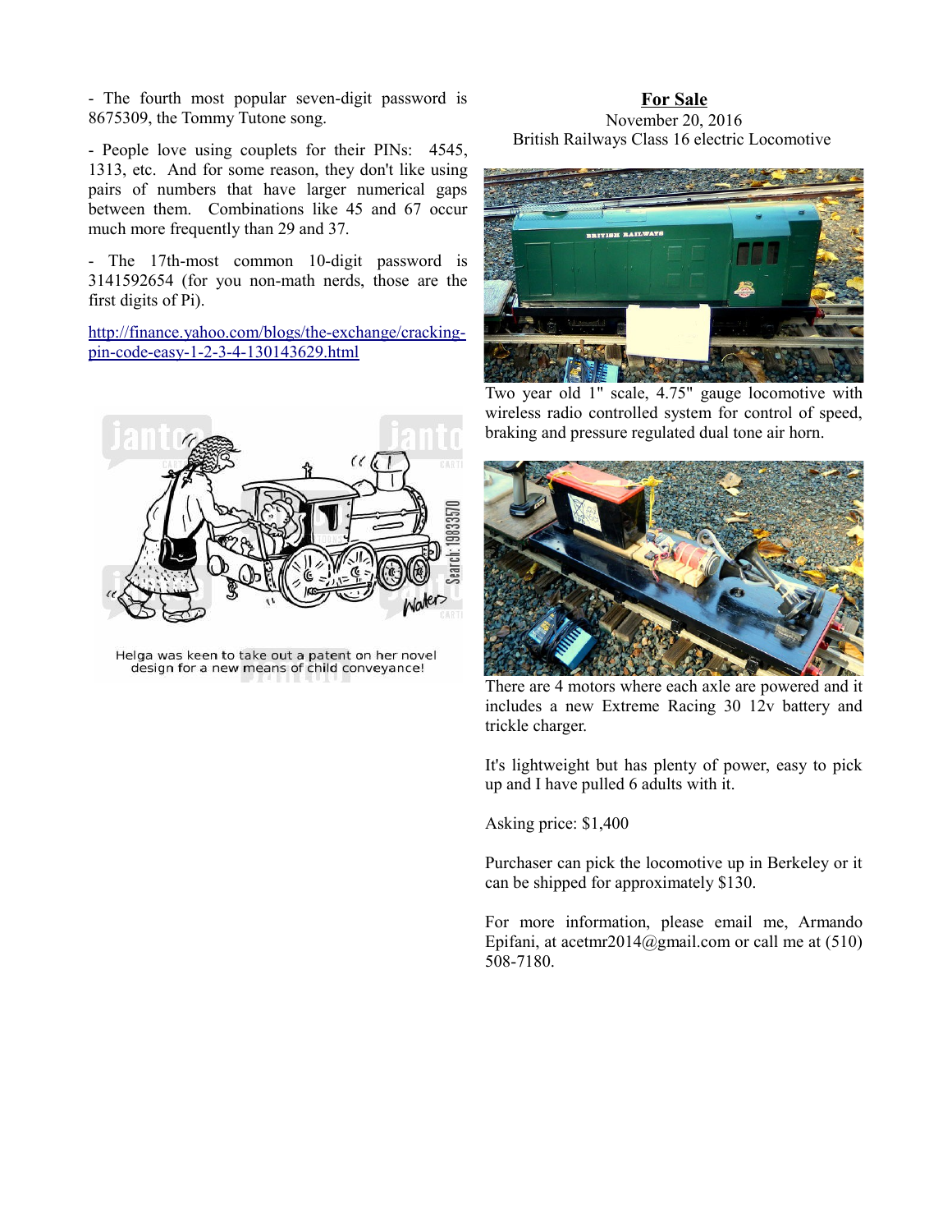- The fourth most popular seven-digit password is 8675309, the Tommy Tutone song.

- People love using couplets for their PINs: 4545, 1313, etc. And for some reason, they don't like using pairs of numbers that have larger numerical gaps between them. Combinations like 45 and 67 occur much more frequently than 29 and 37.

- The 17th-most common 10-digit password is 3141592654 (for you non-math nerds, those are the first digits of Pi).

http://finance.yahoo.com/blogs/the-exchange/cracking-pin-code-easy-1-2-3-4-130143629.html

Helga was keen to take out a patent on her novel design for a new means of child conveyance!

## For Sale

November 20, 2016

British Railways Class 16 electric Locomotive

Two year old 1" scale, 4.75" gauge locomotive with wireless radio controlled system for control of speed, braking and pressure regulated dual tone air horn.

There are 4 motors where each axle are powered and it includes a new Extreme Racing 30 12v battery and trickle charger.

It's lightweight but has plenty of power, easy to pick up and I have pulled 6 adults with it.

Asking price: $1,400

Purchaser can pick the locomotive up in Berkeley or it can be shipped for approximately $130.

For more information, please email me, Armando Epifani, at acetmr2014@gmail.com or call me at (510) 508-7180.